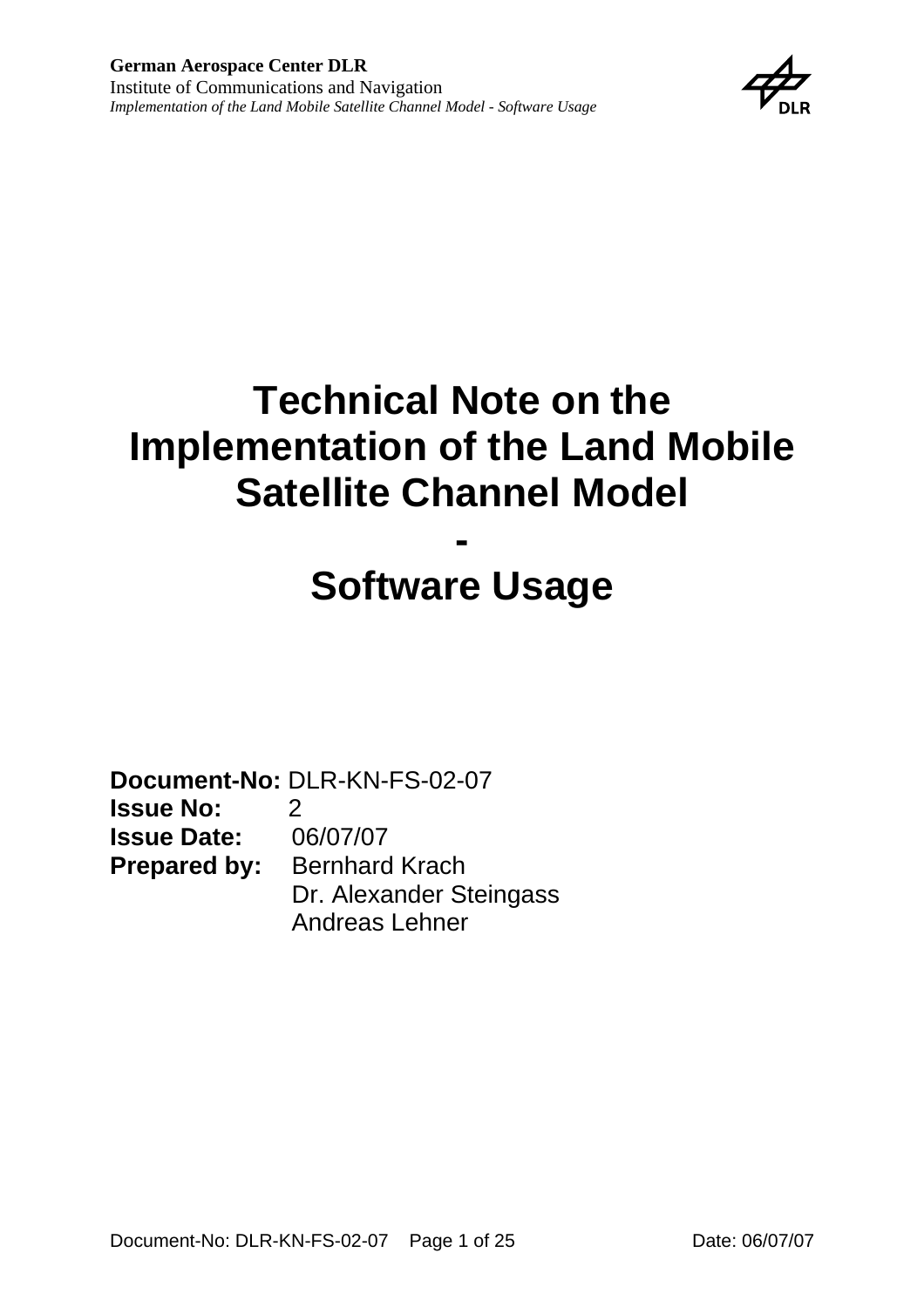# Technical Note on the Implementation of the Land Mobile Satellite Channel Model

# -

# Software Usage

**Document-No:** DLR-KN-FS-02-07
**Issue No:** 2
**Issue Date:** 06/07/07
**Prepared by:** Bernhard Krach
Dr. Alexander Steingass
Andreas Lehner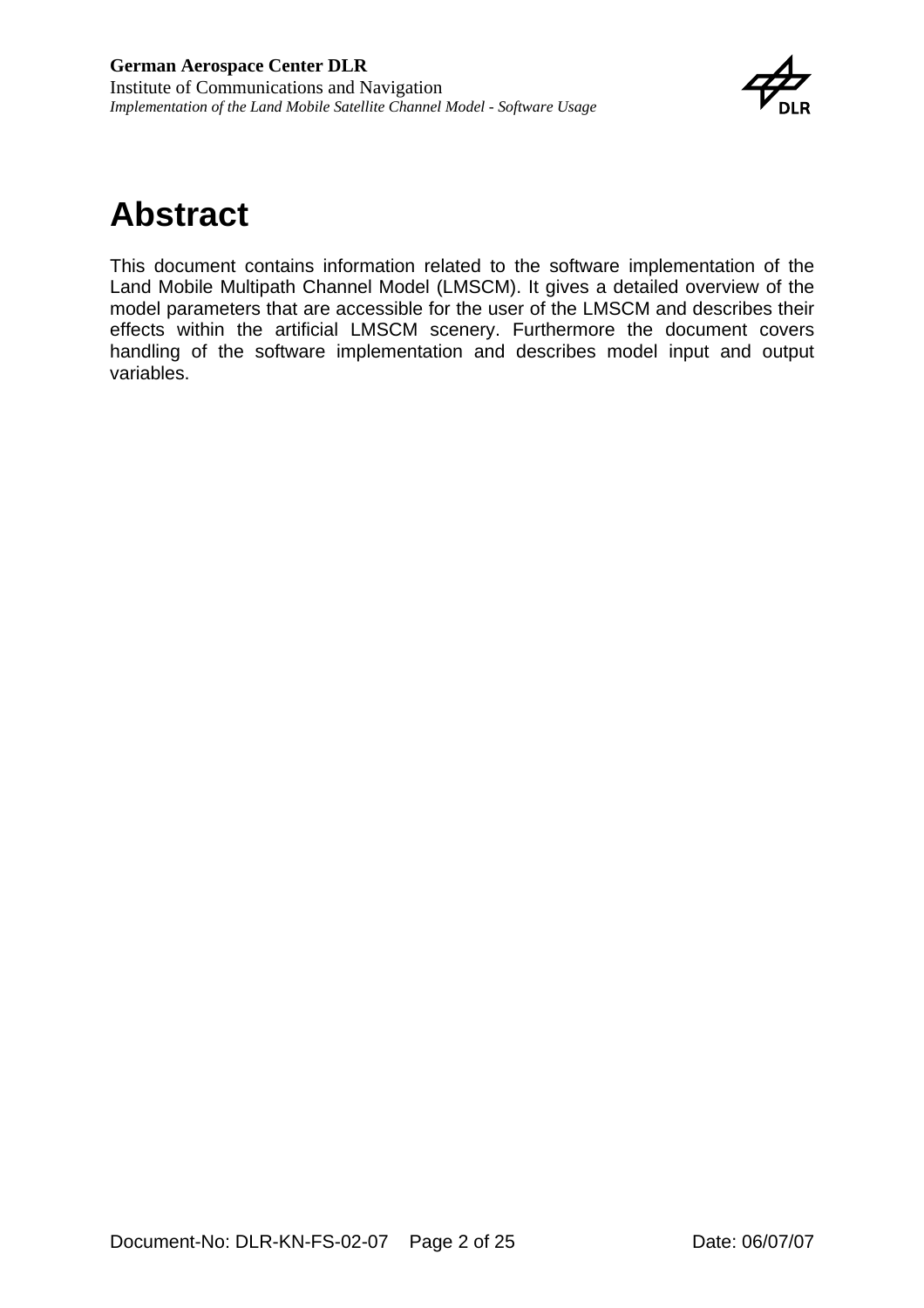# Abstract

This document contains information related to the software implementation of the Land Mobile Multipath Channel Model (LMSCM). It gives a detailed overview of the model parameters that are accessible for the user of the LMSCM and describes their effects within the artificial LMSCM scenery. Furthermore the document covers handling of the software implementation and describes model input and output variables.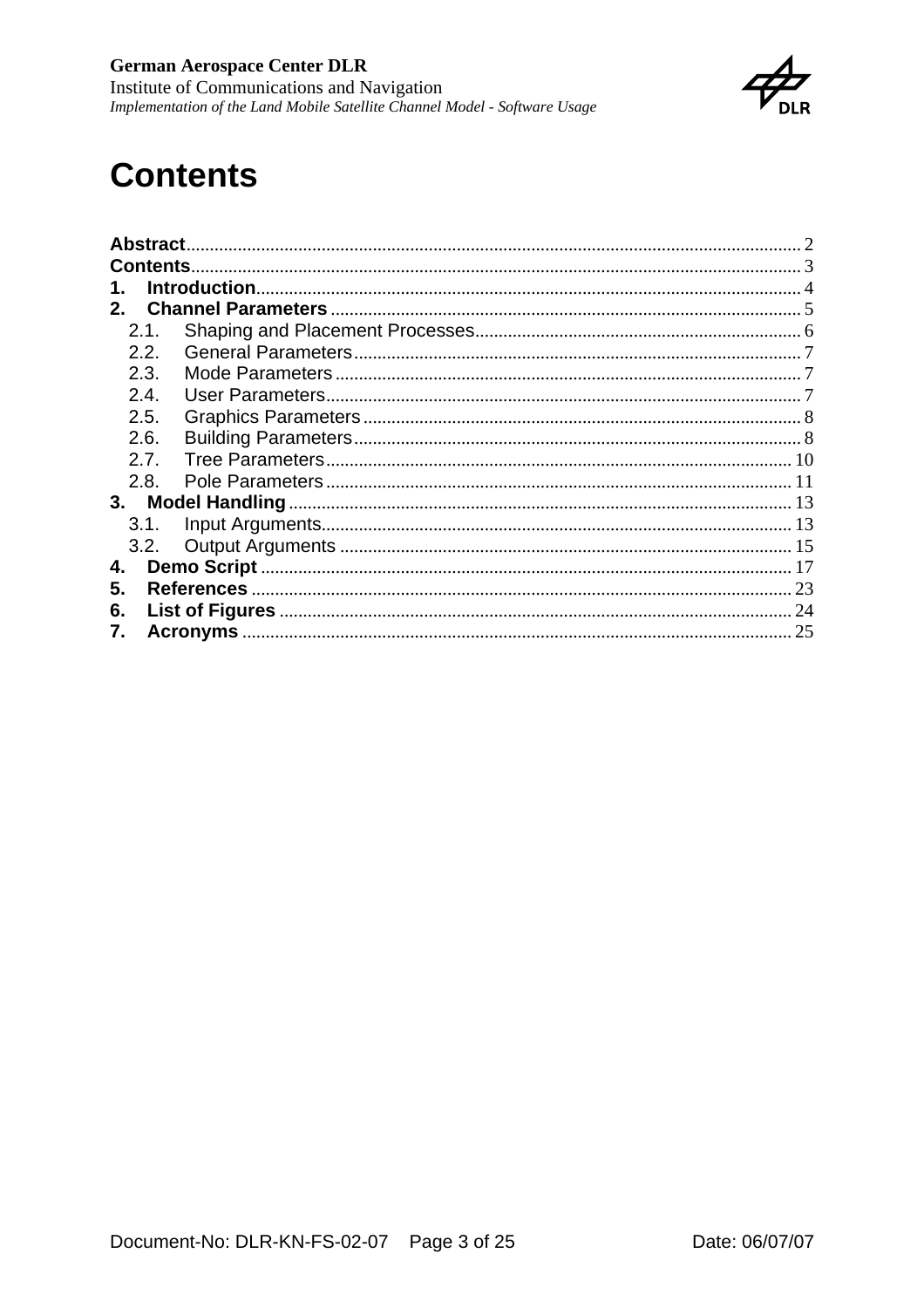# Contents

**Abstract** ..... 2
**Contents** ..... 3
**1. Introduction** ..... 4
**2. Channel Parameters** ..... 5
- 2.1. Shaping and Placement Processes ..... 6
- 2.2. General Parameters ..... 7
- 2.3. Mode Parameters ..... 7
- 2.4. User Parameters ..... 7
- 2.5. Graphics Parameters ..... 8
- 2.6. Building Parameters ..... 8
- 2.7. Tree Parameters ..... 10
- 2.8. Pole Parameters ..... 11

**3. Model Handling** ..... 13
- 3.1. Input Arguments ..... 13
- 3.2. Output Arguments ..... 15

**4. Demo Script** ..... 17
**5. References** ..... 23
**6. List of Figures** ..... 24
**7. Acronyms** ..... 25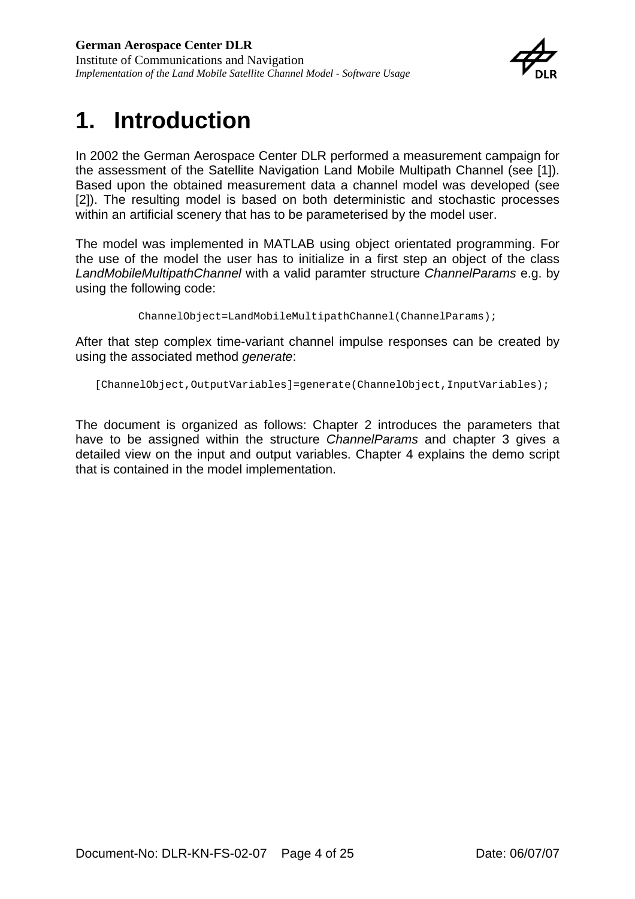# 1. Introduction

In 2002 the German Aerospace Center DLR performed a measurement campaign for the assessment of the Satellite Navigation Land Mobile Multipath Channel (see [1]). Based upon the obtained measurement data a channel model was developed (see [2]). The resulting model is based on both deterministic and stochastic processes within an artificial scenery that has to be parameterised by the model user.

The model was implemented in MATLAB using object orientated programming. For the use of the model the user has to initialize in a first step an object of the class *LandMobileMultipathChannel* with a valid paramter structure *ChannelParams* e.g. by using the following code:

```
ChannelObject=LandMobileMultipathChannel(ChannelParams);
```

After that step complex time-variant channel impulse responses can be created by using the associated method *generate*:

```
[ChannelObject,OutputVariables]=generate(ChannelObject,InputVariables);
```

The document is organized as follows: Chapter 2 introduces the parameters that have to be assigned within the structure *ChannelParams* and chapter 3 gives a detailed view on the input and output variables. Chapter 4 explains the demo script that is contained in the model implementation.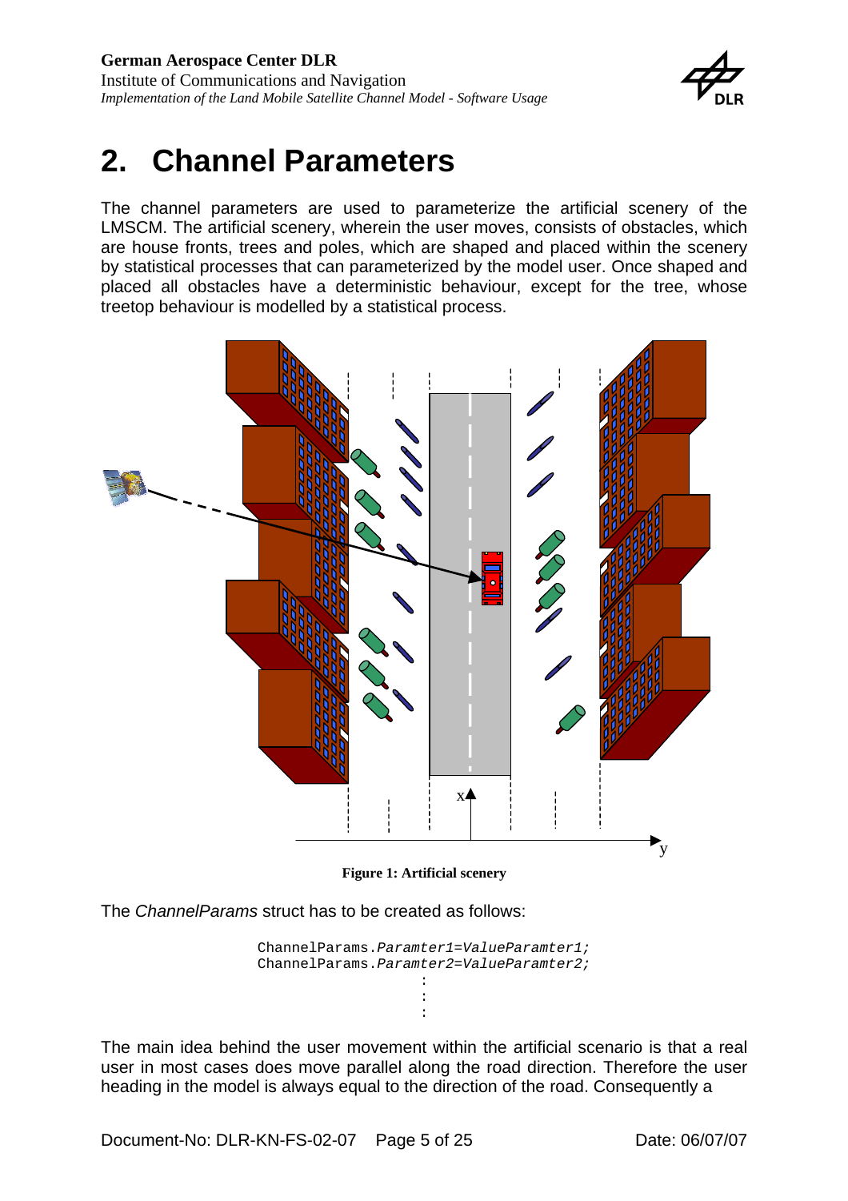# 2. Channel Parameters

The channel parameters are used to parameterize the artificial scenery of the LMSCM. The artificial scenery, wherein the user moves, consists of obstacles, which are house fronts, trees and poles, which are shaped and placed within the scenery by statistical processes that can parameterized by the model user. Once shaped and placed all obstacles have a deterministic behaviour, except for the tree, whose treetop behaviour is modelled by a statistical process.

**Figure 1: Artificial scenery**

The *ChannelParams* struct has to be created as follows:

```
ChannelParams.Paramter1=ValueParamter1;
ChannelParams.Paramter2=ValueParamter2;
        :
        :
        :
```

The main idea behind the user movement within the artificial scenario is that a real user in most cases does move parallel along the road direction. Therefore the user heading in the model is always equal to the direction of the road. Consequently a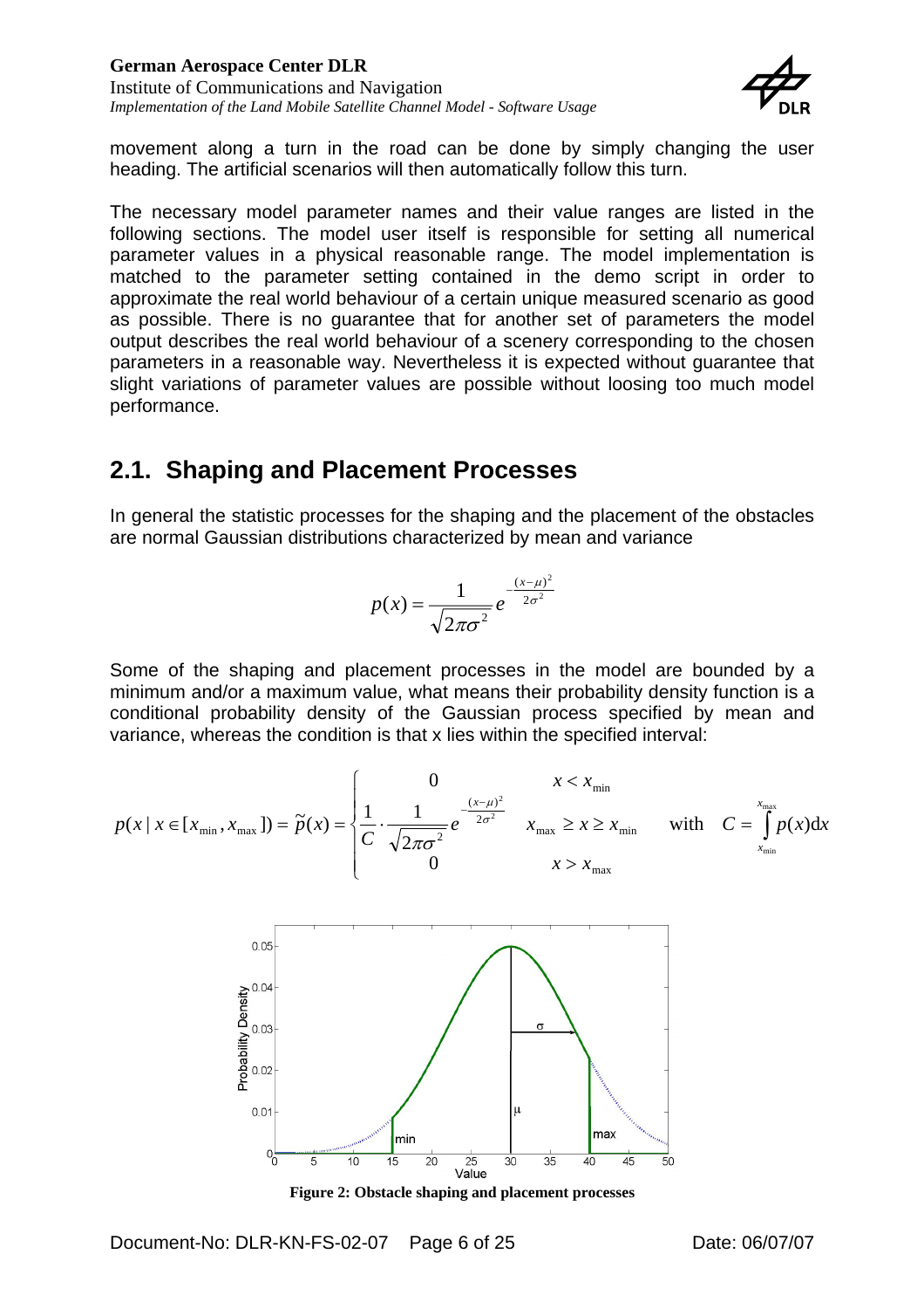movement along a turn in the road can be done by simply changing the user heading. The artificial scenarios will then automatically follow this turn.

The necessary model parameter names and their value ranges are listed in the following sections. The model user itself is responsible for setting all numerical parameter values in a physical reasonable range. The model implementation is matched to the parameter setting contained in the demo script in order to approximate the real world behaviour of a certain unique measured scenario as good as possible. There is no guarantee that for another set of parameters the model output describes the real world behaviour of a scenery corresponding to the chosen parameters in a reasonable way. Nevertheless it is expected without guarantee that slight variations of parameter values are possible without loosing too much model performance.

## 2.1. Shaping and Placement Processes

In general the statistic processes for the shaping and the placement of the obstacles are normal Gaussian distributions characterized by mean and variance

$$p(x) = \frac{1}{\sqrt{2\pi\sigma^2}} e^{-\frac{(x-\mu)^2}{2\sigma^2}}$$

Some of the shaping and placement processes in the model are bounded by a minimum and/or a maximum value, what means their probability density function is a conditional probability density of the Gaussian process specified by mean and variance, whereas the condition is that x lies within the specified interval:

$$p(x \mid x \in [x_{\min}, x_{\max}]) = \tilde{p}(x) = \begin{cases} 0 & x < x_{\min} \\ \frac{1}{C} \cdot \frac{1}{\sqrt{2\pi\sigma^2}} e^{-\frac{(x-\mu)^2}{2\sigma^2}} & x_{\max} \geq x \geq x_{\min} \\ 0 & x > x_{\max} \end{cases} \quad \text{with} \quad C = \int_{x_{\min}}^{x_{\max}} p(x)\mathrm{d}x$$

**Figure 2: Obstacle shaping and placement processes**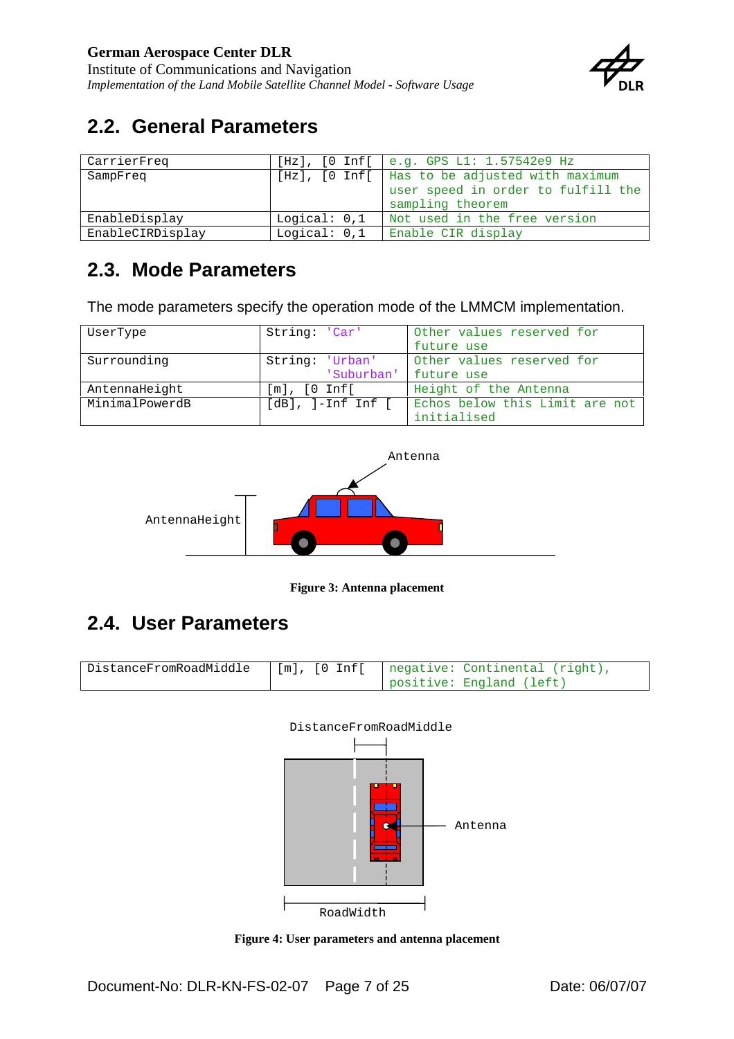## 2.2. General Parameters

| | | |
|---|---|---|
| CarrierFreq | [Hz], [0 Inf[ | e.g. GPS L1: 1.57542e9 Hz |
| SampFreq | [Hz], [0 Inf[ | Has to be adjusted with maximum user speed in order to fulfill the sampling theorem |
| EnableDisplay | Logical: 0,1 | Not used in the free version |
| EnableCIRDisplay | Logical: 0,1 | Enable CIR display |

## 2.3. Mode Parameters

The mode parameters specify the operation mode of the LMMCM implementation.

| | | |
|---|---|---|
| UserType | String: 'Car' | Other values reserved for future use |
| Surrounding | String: 'Urban' 'Suburban' | Other values reserved for future use |
| AntennaHeight | [m], [0 Inf[ | Height of the Antenna |
| MinimalPowerdB | [dB], ]-Inf Inf [ | Echos below this Limit are not initialised |

Antenna

AntennaHeight

**Figure 3: Antenna placement**

## 2.4. User Parameters

| | | |
|---|---|---|
| DistanceFromRoadMiddle | [m], [0 Inf[ | negative: Continental (right), positive: England (left) |

DistanceFromRoadMiddle

Antenna

RoadWidth

**Figure 4: User parameters and antenna placement**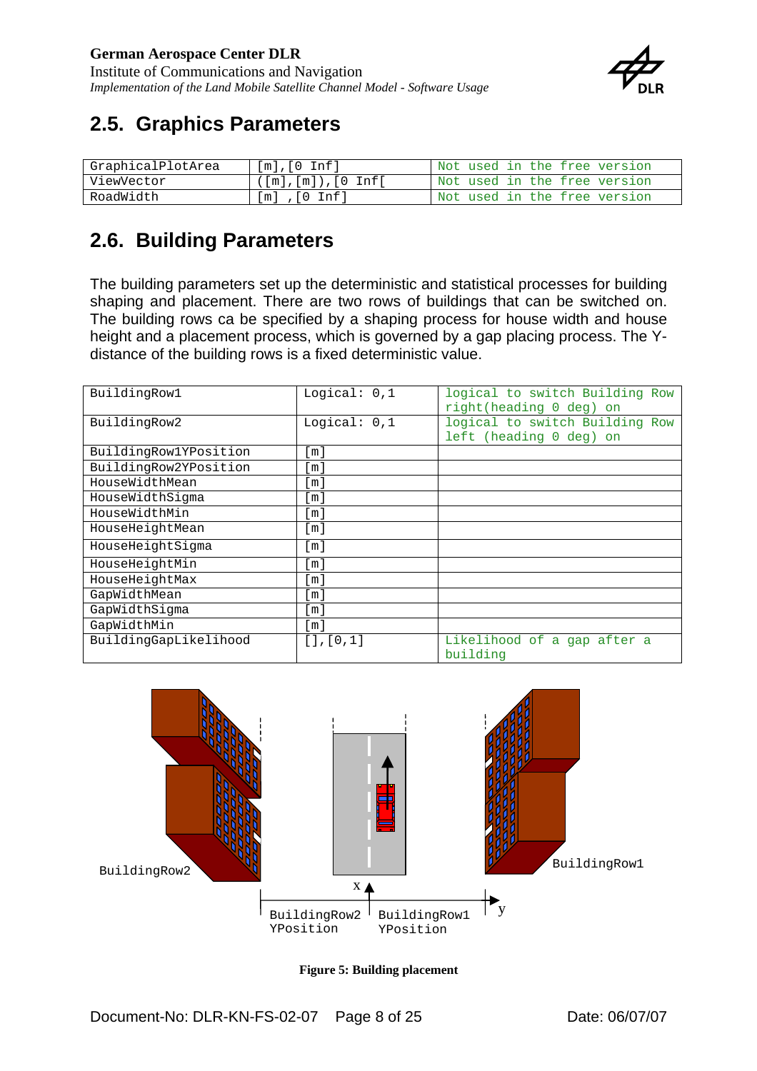## 2.5. Graphics Parameters

| | | |
|---|---|---|
| GraphicalPlotArea | [m],[0 Inf] | Not used in the free version |
| ViewVector | ([m],[m]),[0 Inf[ | Not used in the free version |
| RoadWidth | [m] ,[0 Inf] | Not used in the free version |

## 2.6. Building Parameters

The building parameters set up the deterministic and statistical processes for building shaping and placement. There are two rows of buildings that can be switched on. The building rows ca be specified by a shaping process for house width and house height and a placement process, which is governed by a gap placing process. The Y-distance of the building rows is a fixed deterministic value.

| | | |
|---|---|---|
| BuildingRow1 | Logical: 0,1 | logical to switch Building Row right(heading 0 deg) on |
| BuildingRow2 | Logical: 0,1 | logical to switch Building Row left (heading 0 deg) on |
| BuildingRow1YPosition | [m] | |
| BuildingRow2YPosition | [m] | |
| HouseWidthMean | [m] | |
| HouseWidthSigma | [m] | |
| HouseWidthMin | [m] | |
| HouseHeightMean | [m] | |
| HouseHeightSigma | [m] | |
| HouseHeightMin | [m] | |
| HouseHeightMax | [m] | |
| GapWidthMean | [m] | |
| GapWidthSigma | [m] | |
| GapWidthMin | [m] | |
| BuildingGapLikelihood | [],[0,1] | Likelihood of a gap after a building |

BuildingRow2 BuildingRow1 x y BuildingRow2 YPosition BuildingRow1 YPosition

**Figure 5: Building placement**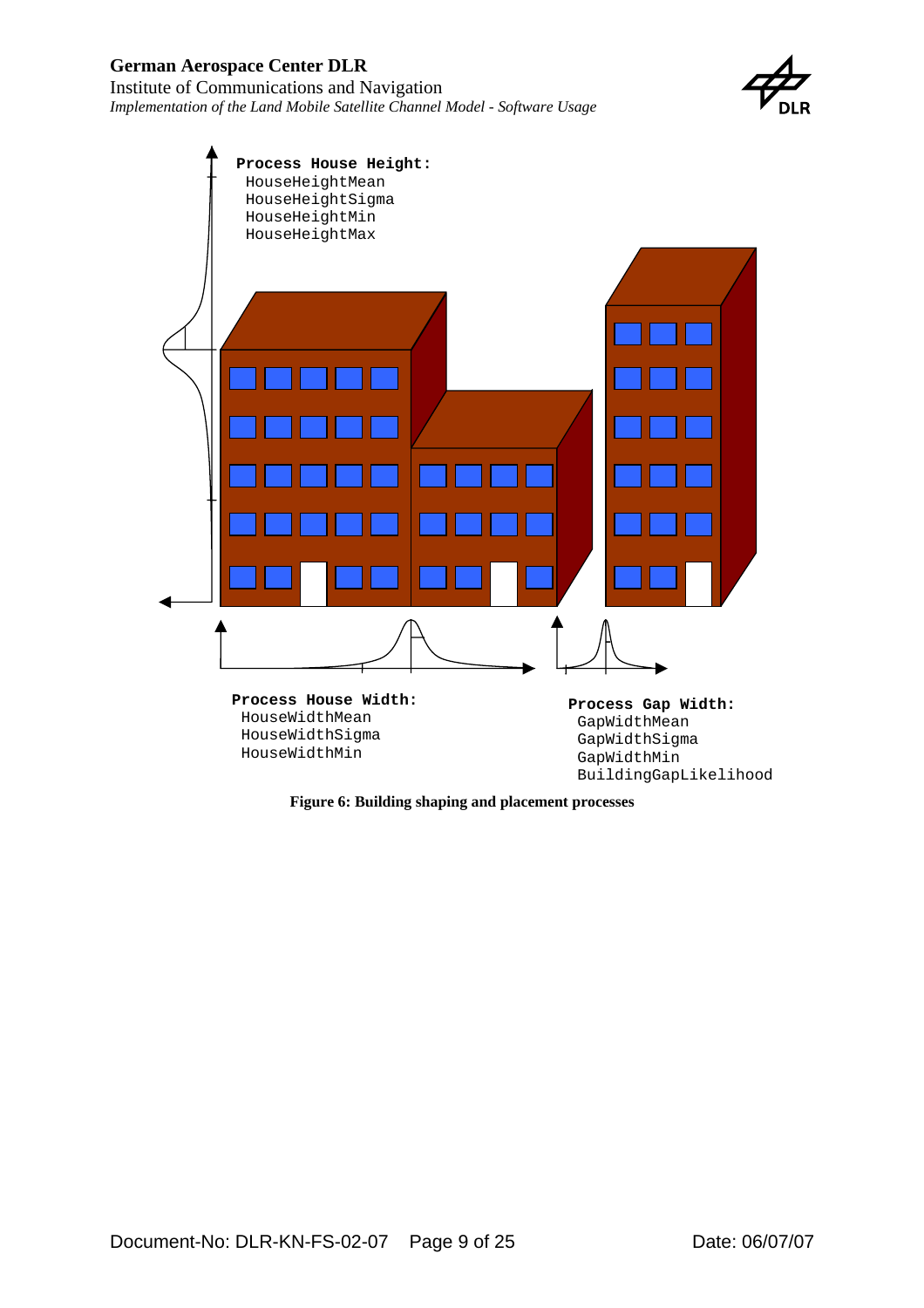**Process House Height:**
HouseHeightMean
HouseHeightSigma
HouseHeightMin
HouseHeightMax

**Process House Width:**
HouseWidthMean
HouseWidthSigma
HouseWidthMin

**Process Gap Width:**
GapWidthMean
GapWidthSigma
GapWidthMin
BuildingGapLikelihood

**Figure 6: Building shaping and placement processes**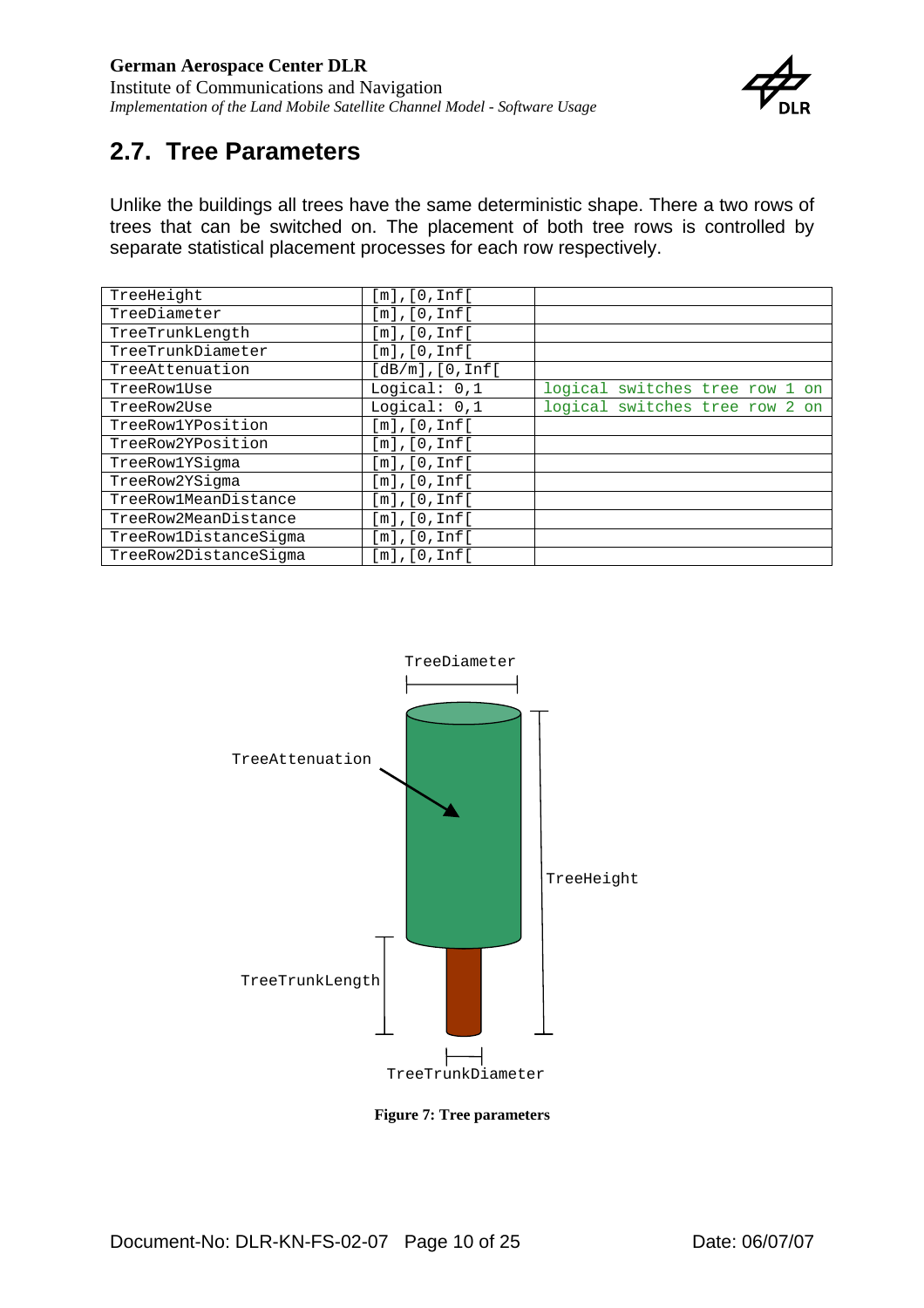## 2.7. Tree Parameters

Unlike the buildings all trees have the same deterministic shape. There a two rows of trees that can be switched on. The placement of both tree rows is controlled by separate statistical placement processes for each row respectively.

| TreeHeight | [m],[0,Inf[ | |
|---|---|---|
| TreeDiameter | [m],[0,Inf[ | |
| TreeTrunkLength | [m],[0,Inf[ | |
| TreeTrunkDiameter | [m],[0,Inf[ | |
| TreeAttenuation | [dB/m],[0,Inf[ | |
| TreeRow1Use | Logical: 0,1 | logical switches tree row 1 on |
| TreeRow2Use | Logical: 0,1 | logical switches tree row 2 on |
| TreeRow1YPosition | [m],[0,Inf[ | |
| TreeRow2YPosition | [m],[0,Inf[ | |
| TreeRow1YSigma | [m],[0,Inf[ | |
| TreeRow2YSigma | [m],[0,Inf[ | |
| TreeRow1MeanDistance | [m],[0,Inf[ | |
| TreeRow2MeanDistance | [m],[0,Inf[ | |
| TreeRow1DistanceSigma | [m],[0,Inf[ | |
| TreeRow2DistanceSigma | [m],[0,Inf[ | |

**Figure 7: Tree parameters**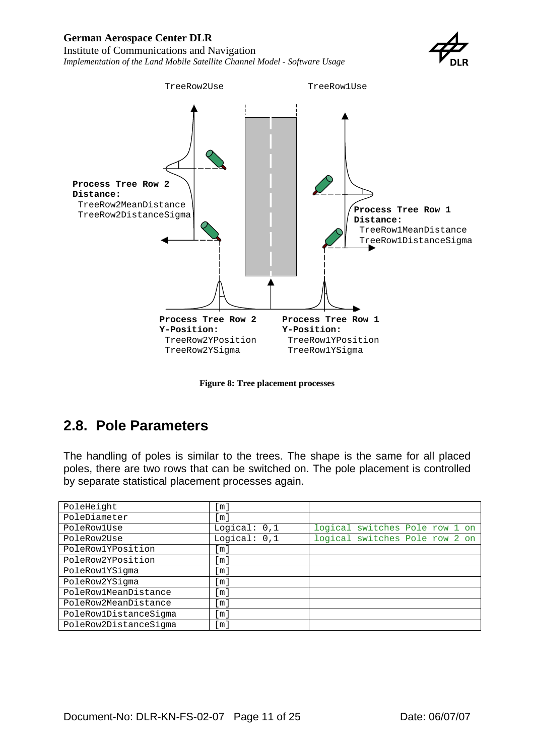TreeRow2Use TreeRow1Use

**Process Tree Row 2 Distance:**
TreeRow2MeanDistance
TreeRow2DistanceSigma

**Process Tree Row 1 Distance:**
TreeRow1MeanDistance
TreeRow1DistanceSigma

**Process Tree Row 2 Y-Position:**
TreeRow2YPosition
TreeRow2YSigma

**Process Tree Row 1 Y-Position:**
TreeRow1YPosition
TreeRow1YSigma

**Figure 8: Tree placement processes**

## 2.8. Pole Parameters

The handling of poles is similar to the trees. The shape is the same for all placed poles, there are two rows that can be switched on. The pole placement is controlled by separate statistical placement processes again.

| | | |
|---|---|---|
| PoleHeight | [m] | |
| PoleDiameter | [m] | |
| PoleRow1Use | Logical: 0,1 | logical switches Pole row 1 on |
| PoleRow2Use | Logical: 0,1 | logical switches Pole row 2 on |
| PoleRow1YPosition | [m] | |
| PoleRow2YPosition | [m] | |
| PoleRow1YSigma | [m] | |
| PoleRow2YSigma | [m] | |
| PoleRow1MeanDistance | [m] | |
| PoleRow2MeanDistance | [m] | |
| PoleRow1DistanceSigma | [m] | |
| PoleRow2DistanceSigma | [m] | |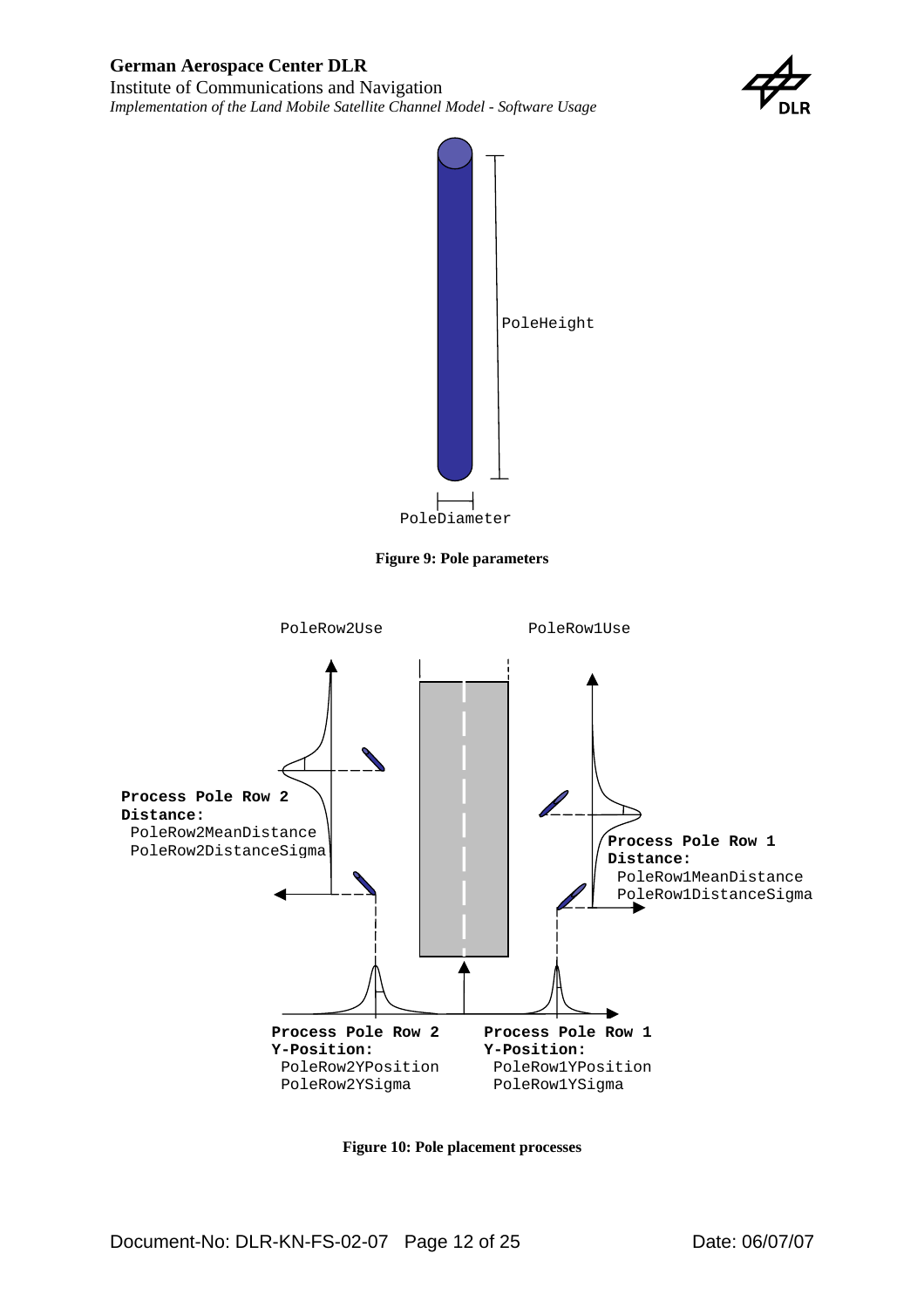PoleHeight

PoleDiameter

**Figure 9: Pole parameters**

PoleRow2Use

PoleRow1Use

**Process Pole Row 2 Distance:**
PoleRow2MeanDistance
PoleRow2DistanceSigma

**Process Pole Row 1 Distance:**
PoleRow1MeanDistance
PoleRow1DistanceSigma

**Process Pole Row 2 Y-Position:**
PoleRow2YPosition
PoleRow2YSigma

**Process Pole Row 1 Y-Position:**
PoleRow1YPosition
PoleRow1YSigma

**Figure 10: Pole placement processes**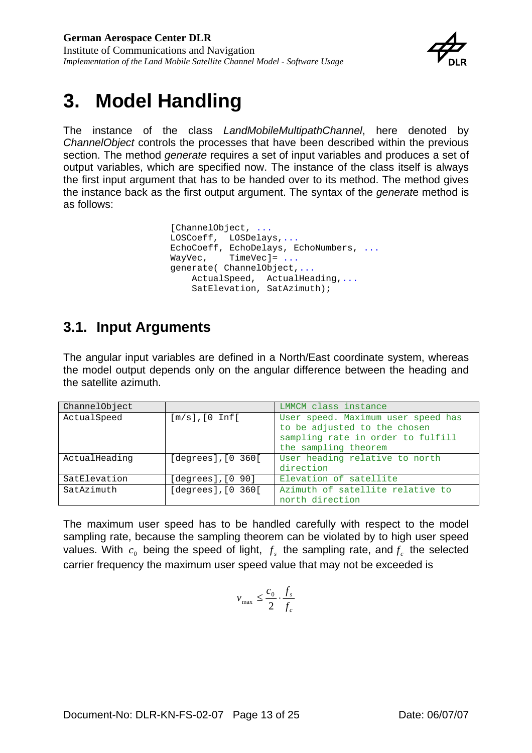# 3. Model Handling

The instance of the class *LandMobileMultipathChannel*, here denoted by *ChannelObject* controls the processes that have been described within the previous section. The method *generate* requires a set of input variables and produces a set of output variables, which are specified now. The instance of the class itself is always the first input argument that has to be handed over to its method. The method gives the instance back as the first output argument. The syntax of the *generate* method is as follows:

```
[ChannelObject, ...
LOSCoeff,  LOSDelays,...
EchoCoeff, EchoDelays, EchoNumbers, ...
WayVec,    TimeVec]= ...
generate( ChannelObject,...
    ActualSpeed,  ActualHeading,...
    SatElevation, SatAzimuth);
```

## 3.1. Input Arguments

The angular input variables are defined in a North/East coordinate system, whereas the model output depends only on the angular difference between the heading and the satellite azimuth.

| ChannelObject | | LMMCM class instance |
|---|---|---|
| ActualSpeed | [m/s],[0 Inf[ | User speed. Maximum user speed has to be adjusted to the chosen sampling rate in order to fulfill the sampling theorem |
| ActualHeading | [degrees],[0 360[ | User heading relative to north direction |
| SatElevation | [degrees],[0 90] | Elevation of satellite |
| SatAzimuth | [degrees],[0 360[ | Azimuth of satellite relative to north direction |

The maximum user speed has to be handled carefully with respect to the model sampling rate, because the sampling theorem can be violated by to high user speed values. With $c_0$ being the speed of light, $f_s$ the sampling rate, and $f_c$ the selected carrier frequency the maximum user speed value that may not be exceeded is

$$v_{\max} \leq \frac{c_0}{2} \cdot \frac{f_s}{f_c}$$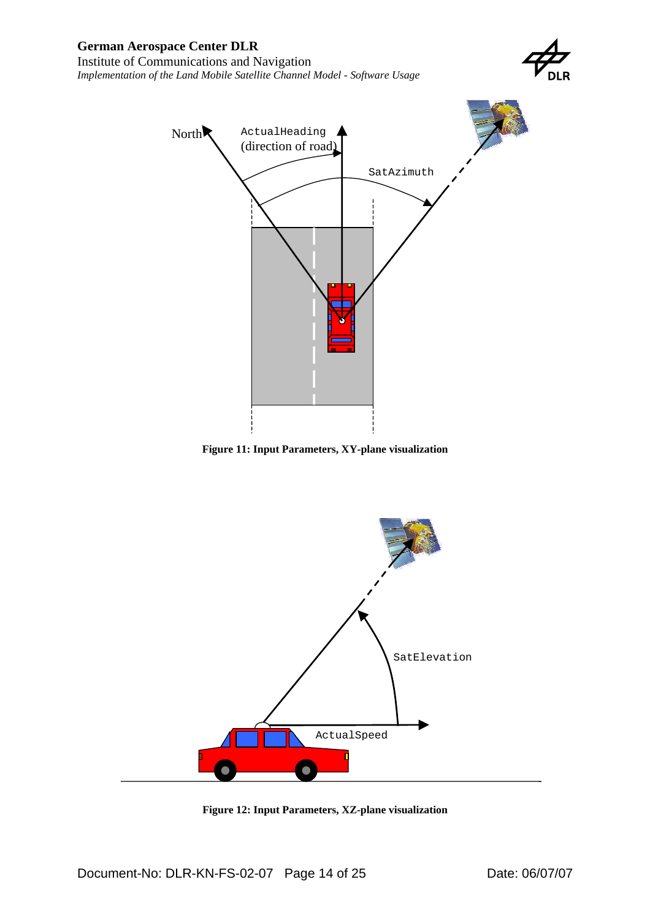**Figure 11: Input Parameters, XY-plane visualization**

**Figure 12: Input Parameters, XZ-plane visualization**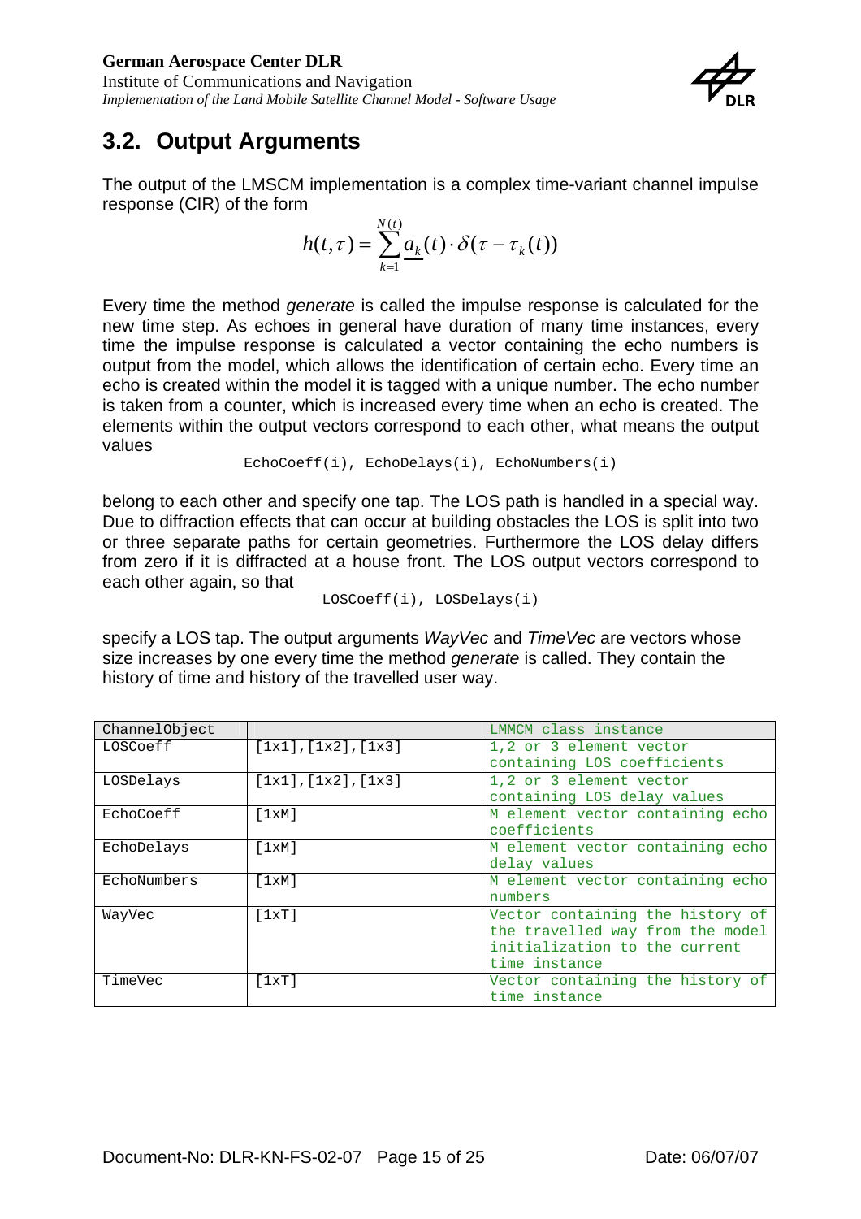## 3.2. Output Arguments

The output of the LMSCM implementation is a complex time-variant channel impulse response (CIR) of the form

$$h(t,\tau) = \sum_{k=1}^{N(t)} \underline{a_k}(t) \cdot \delta(\tau - \tau_k(t))$$

Every time the method *generate* is called the impulse response is calculated for the new time step. As echoes in general have duration of many time instances, every time the impulse response is calculated a vector containing the echo numbers is output from the model, which allows the identification of certain echo. Every time an echo is created within the model it is tagged with a unique number. The echo number is taken from a counter, which is increased every time when an echo is created. The elements within the output vectors correspond to each other, what means the output values

```
EchoCoeff(i), EchoDelays(i), EchoNumbers(i)
```

belong to each other and specify one tap. The LOS path is handled in a special way. Due to diffraction effects that can occur at building obstacles the LOS is split into two or three separate paths for certain geometries. Furthermore the LOS delay differs from zero if it is diffracted at a house front. The LOS output vectors correspond to each other again, so that

```
LOSCoeff(i), LOSDelays(i)
```

specify a LOS tap. The output arguments *WayVec* and *TimeVec* are vectors whose size increases by one every time the method *generate* is called. They contain the history of time and history of the travelled user way.

| ChannelObject | | LMMCM class instance |
|---|---|---|
| LOSCoeff | [1x1],[1x2],[1x3] | 1,2 or 3 element vector containing LOS coefficients |
| LOSDelays | [1x1],[1x2],[1x3] | 1,2 or 3 element vector containing LOS delay values |
| EchoCoeff | [1xM] | M element vector containing echo coefficients |
| EchoDelays | [1xM] | M element vector containing echo delay values |
| EchoNumbers | [1xM] | M element vector containing echo numbers |
| WayVec | [1xT] | Vector containing the history of the travelled way from the model initialization to the current time instance |
| TimeVec | [1xT] | Vector containing the history of time instance |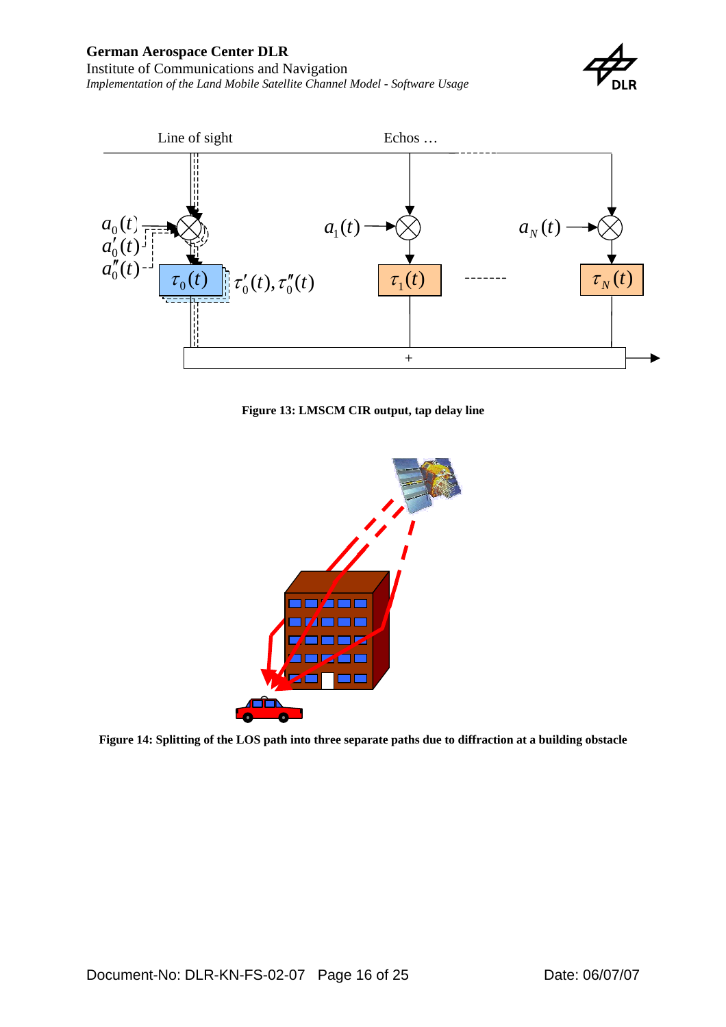Figure 13: LMSCM CIR output, tap delay line

Figure 14: Splitting of the LOS path into three separate paths due to diffraction at a building obstacle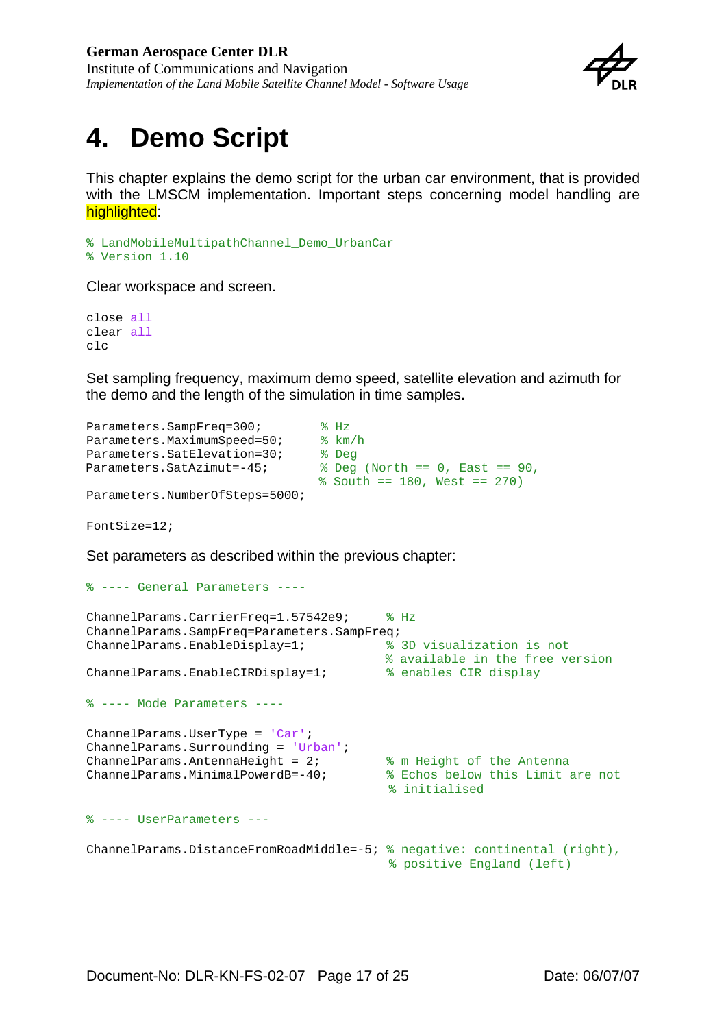# 4. Demo Script

This chapter explains the demo script for the urban car environment, that is provided with the LMSCM implementation. Important steps concerning model handling are highlighted:

```
% LandMobileMultipathChannel_Demo_UrbanCar
% Version 1.10
```

Clear workspace and screen.

```
close all
clear all
clc
```

Set sampling frequency, maximum demo speed, satellite elevation and azimuth for the demo and the length of the simulation in time samples.

```
Parameters.SampFreq=300;         % Hz
Parameters.MaximumSpeed=50;      % km/h
Parameters.SatElevation=30;      % Deg
Parameters.SatAzimut=-45;        % Deg (North == 0, East == 90,
                                 % South == 180, West == 270)
Parameters.NumberOfSteps=5000;

FontSize=12;
```

Set parameters as described within the previous chapter:

```
% ---- General Parameters ----

ChannelParams.CarrierFreq=1.57542e9;      % Hz
ChannelParams.SampFreq=Parameters.SampFreq;
ChannelParams.EnableDisplay=1;            % 3D visualization is not
                                          % available in the free version
ChannelParams.EnableCIRDisplay=1;         % enables CIR display

% ---- Mode Parameters ----

ChannelParams.UserType = 'Car';
ChannelParams.Surrounding = 'Urban';
ChannelParams.AntennaHeight = 2;          % m Height of the Antenna
ChannelParams.MinimalPowerdB=-40;         % Echos below this Limit are not
                                          % initialised

% ---- UserParameters ---

ChannelParams.DistanceFromRoadMiddle=-5; % negative: continental (right),
                                          % positive England (left)
```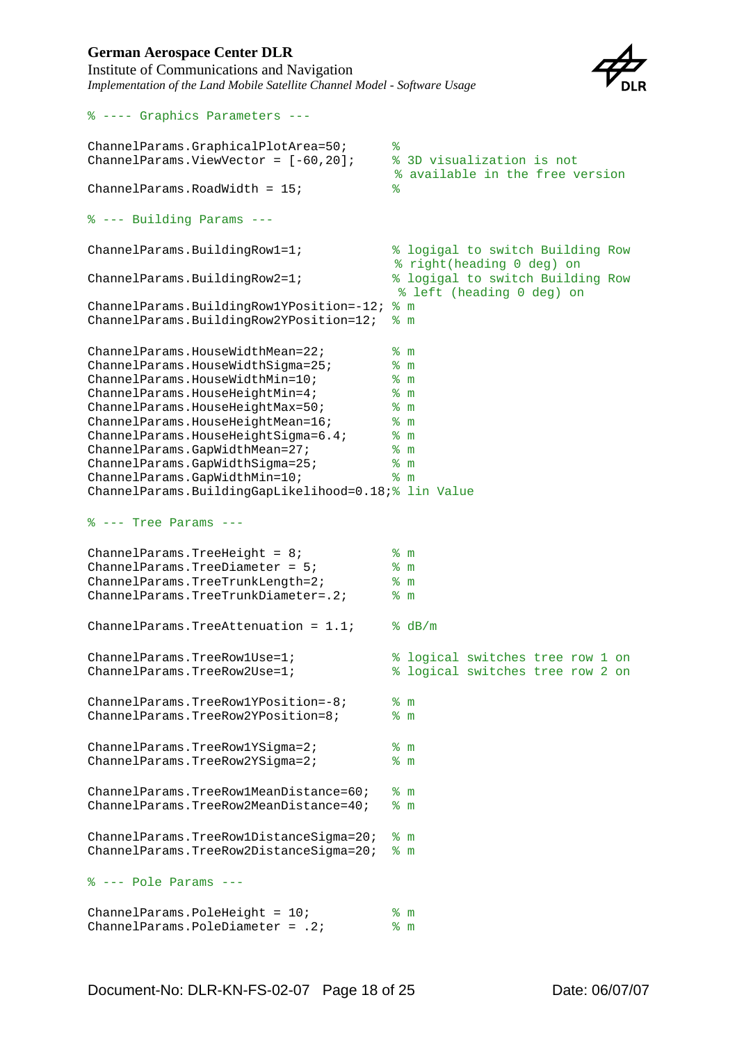```
% ---- Graphics Parameters ---

ChannelParams.GraphicalPlotArea=50;      %
ChannelParams.ViewVector = [-60,20];     % 3D visualization is not
                                         % available in the free version
ChannelParams.RoadWidth = 15;            %

% --- Building Params ---

ChannelParams.BuildingRow1=1;            % logigal to switch Building Row
                                         % right(heading 0 deg) on
ChannelParams.BuildingRow2=1;            % logigal to switch Building Row
                                          % left (heading 0 deg) on
ChannelParams.BuildingRow1YPosition=-12; % m
ChannelParams.BuildingRow2YPosition=12;  % m

ChannelParams.HouseWidthMean=22;         % m
ChannelParams.HouseWidthSigma=25;        % m
ChannelParams.HouseWidthMin=10;          % m
ChannelParams.HouseHeightMin=4;          % m
ChannelParams.HouseHeightMax=50;         % m
ChannelParams.HouseHeightMean=16;        % m
ChannelParams.HouseHeightSigma=6.4;      % m
ChannelParams.GapWidthMean=27;           % m
ChannelParams.GapWidthSigma=25;          % m
ChannelParams.GapWidthMin=10;            % m
ChannelParams.BuildingGapLikelihood=0.18;% lin Value

% --- Tree Params ---

ChannelParams.TreeHeight = 8;            % m
ChannelParams.TreeDiameter = 5;          % m
ChannelParams.TreeTrunkLength=2;         % m
ChannelParams.TreeTrunkDiameter=.2;      % m

ChannelParams.TreeAttenuation = 1.1;     % dB/m

ChannelParams.TreeRow1Use=1;             % logical switches tree row 1 on
ChannelParams.TreeRow2Use=1;             % logical switches tree row 2 on

ChannelParams.TreeRow1YPosition=-8;      % m
ChannelParams.TreeRow2YPosition=8;       % m

ChannelParams.TreeRow1YSigma=2;          % m
ChannelParams.TreeRow2YSigma=2;          % m

ChannelParams.TreeRow1MeanDistance=60;   % m
ChannelParams.TreeRow2MeanDistance=40;   % m

ChannelParams.TreeRow1DistanceSigma=20;  % m
ChannelParams.TreeRow2DistanceSigma=20;  % m

% --- Pole Params ---

ChannelParams.PoleHeight = 10;           % m
ChannelParams.PoleDiameter = .2;         % m
```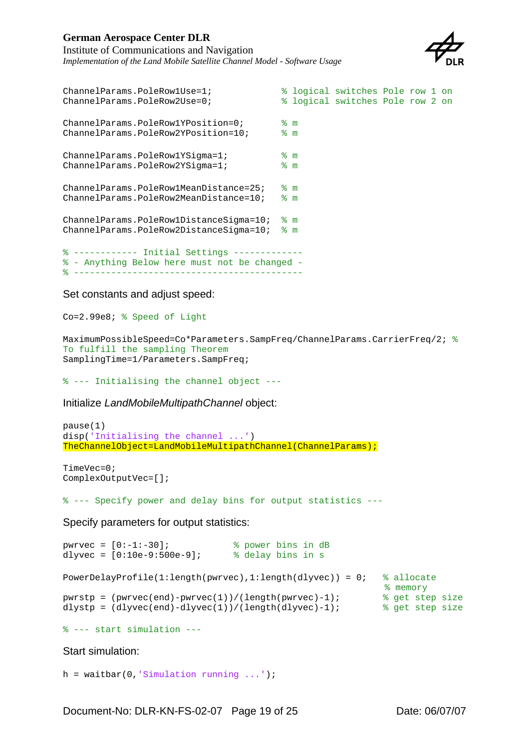```
ChannelParams.PoleRow1Use=1;             % logical switches Pole row 1 on
ChannelParams.PoleRow2Use=0;             % logical switches Pole row 2 on

ChannelParams.PoleRow1YPosition=0;       % m
ChannelParams.PoleRow2YPosition=10;      % m

ChannelParams.PoleRow1YSigma=1;          % m
ChannelParams.PoleRow2YSigma=1;          % m

ChannelParams.PoleRow1MeanDistance=25;   % m
ChannelParams.PoleRow2MeanDistance=10;   % m

ChannelParams.PoleRow1DistanceSigma=10;  % m
ChannelParams.PoleRow2DistanceSigma=10;  % m

% ------------ Initial Settings -------------
% - Anything Below here must not be changed -
% -------------------------------------------
```

Set constants and adjust speed:

```
Co=2.99e8; % Speed of Light

MaximumPossibleSpeed=Co*Parameters.SampFreq/ChannelParams.CarrierFreq/2; %
To fulfill the sampling Theorem
SamplingTime=1/Parameters.SampFreq;

% --- Initialising the channel object ---
```

Initialize *LandMobileMultipathChannel* object:

```
pause(1)
disp('Initialising the channel ...')
TheChannelObject=LandMobileMultipathChannel(ChannelParams);

TimeVec=0;
ComplexOutputVec=[];

% --- Specify power and delay bins for output statistics ---
```

Specify parameters for output statistics:

```
pwrvec = [0:-1:-30];            % power bins in dB
dlyvec = [0:10e-9:500e-9];      % delay bins in s

PowerDelayProfile(1:length(pwrvec),1:length(dlyvec)) = 0;   % allocate
                                                            % memory
pwrstp = (pwrvec(end)-pwrvec(1))/(length(pwrvec)-1);        % get step size
dlystp = (dlyvec(end)-dlyvec(1))/(length(dlyvec)-1);        % get step size

% --- start simulation ---
```

Start simulation:

```
h = waitbar(0,'Simulation running ...');
```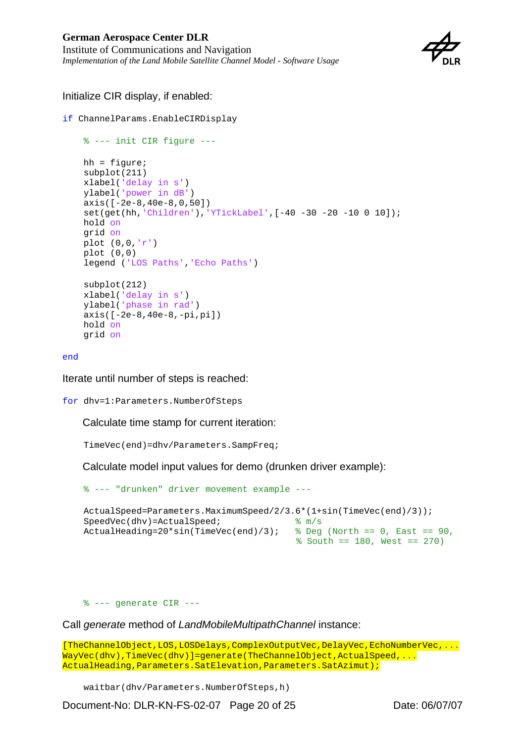Initialize CIR display, if enabled:

```
if ChannelParams.EnableCIRDisplay

    % --- init CIR figure ---

    hh = figure;
    subplot(211)
    xlabel('delay in s')
    ylabel('power in dB')
    axis([-2e-8,40e-8,0,50])
    set(get(hh,'Children'),'YTickLabel',[-40 -30 -20 -10 0 10]);
    hold on
    grid on
    plot (0,0,'r')
    plot (0,0)
    legend ('LOS Paths','Echo Paths')

    subplot(212)
    xlabel('delay in s')
    ylabel('phase in rad')
    axis([-2e-8,40e-8,-pi,pi])
    hold on
    grid on

end
```

Iterate until number of steps is reached:

```
for dhv=1:Parameters.NumberOfSteps
```

Calculate time stamp for current iteration:

```
    TimeVec(end)=dhv/Parameters.SampFreq;
```

Calculate model input values for demo (drunken driver example):

```
    % --- "drunken" driver movement example ---

    ActualSpeed=Parameters.MaximumSpeed/2/3.6*(1+sin(TimeVec(end)/3));
    SpeedVec(dhv)=ActualSpeed;               % m/s
    ActualHeading=20*sin(TimeVec(end)/3);    % Deg (North == 0, East == 90,
                                             % South == 180, West == 270)




    % --- generate CIR ---
```

Call *generate* method of *LandMobileMultipathChannel* instance:

```
[TheChannelObject,LOS,LOSDelays,ComplexOutputVec,DelayVec,EchoNumberVec,...
WayVec(dhv),TimeVec(dhv)]=generate(TheChannelObject,ActualSpeed,...
ActualHeading,Parameters.SatElevation,Parameters.SatAzimut);

    waitbar(dhv/Parameters.NumberOfSteps,h)
```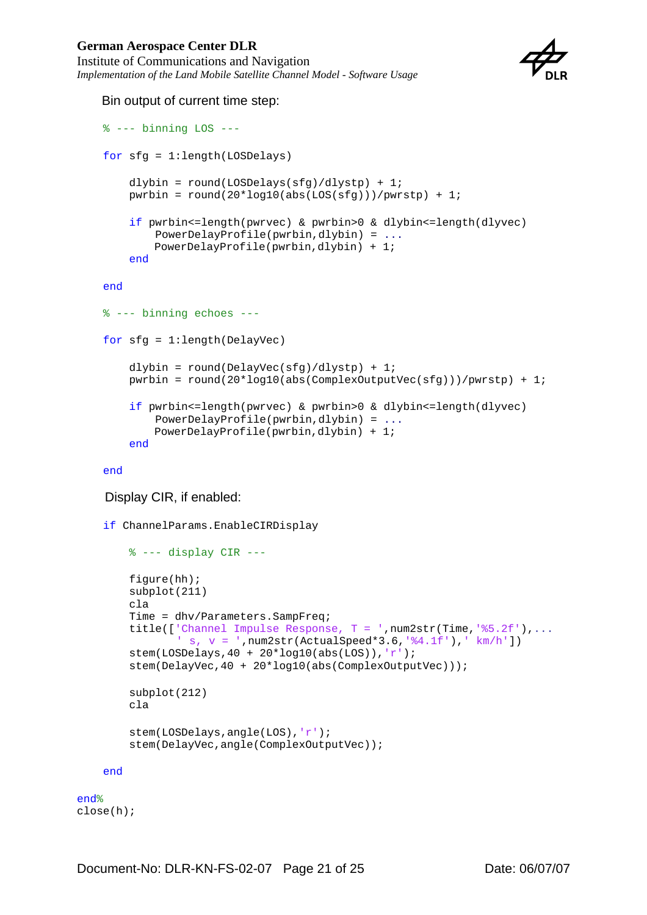Bin output of current time step:

```
% --- binning LOS ---

for sfg = 1:length(LOSDelays)

    dlybin = round(LOSDelays(sfg)/dlystp) + 1;
    pwrbin = round(20*log10(abs(LOS(sfg)))/pwrstp) + 1;

    if pwrbin<=length(pwrvec) & pwrbin>0 & dlybin<=length(dlyvec)
        PowerDelayProfile(pwrbin,dlybin) = ...
        PowerDelayProfile(pwrbin,dlybin) + 1;
    end

end

% --- binning echoes ---

for sfg = 1:length(DelayVec)

    dlybin = round(DelayVec(sfg)/dlystp) + 1;
    pwrbin = round(20*log10(abs(ComplexOutputVec(sfg)))/pwrstp) + 1;

    if pwrbin<=length(pwrvec) & pwrbin>0 & dlybin<=length(dlyvec)
        PowerDelayProfile(pwrbin,dlybin) = ...
        PowerDelayProfile(pwrbin,dlybin) + 1;
    end

end
```

Display CIR, if enabled:

```
if ChannelParams.EnableCIRDisplay

    % --- display CIR ---

    figure(hh);
    subplot(211)
    cla
    Time = dhv/Parameters.SampFreq;
    title(['Channel Impulse Response, T = ',num2str(Time,'%5.2f'),...
          ' s, v = ',num2str(ActualSpeed*3.6,'%4.1f'),' km/h'])
    stem(LOSDelays,40 + 20*log10(abs(LOS)),'r');
    stem(DelayVec,40 + 20*log10(abs(ComplexOutputVec)));

    subplot(212)
    cla

    stem(LOSDelays,angle(LOS),'r');
    stem(DelayVec,angle(ComplexOutputVec));

end

end%
close(h);
```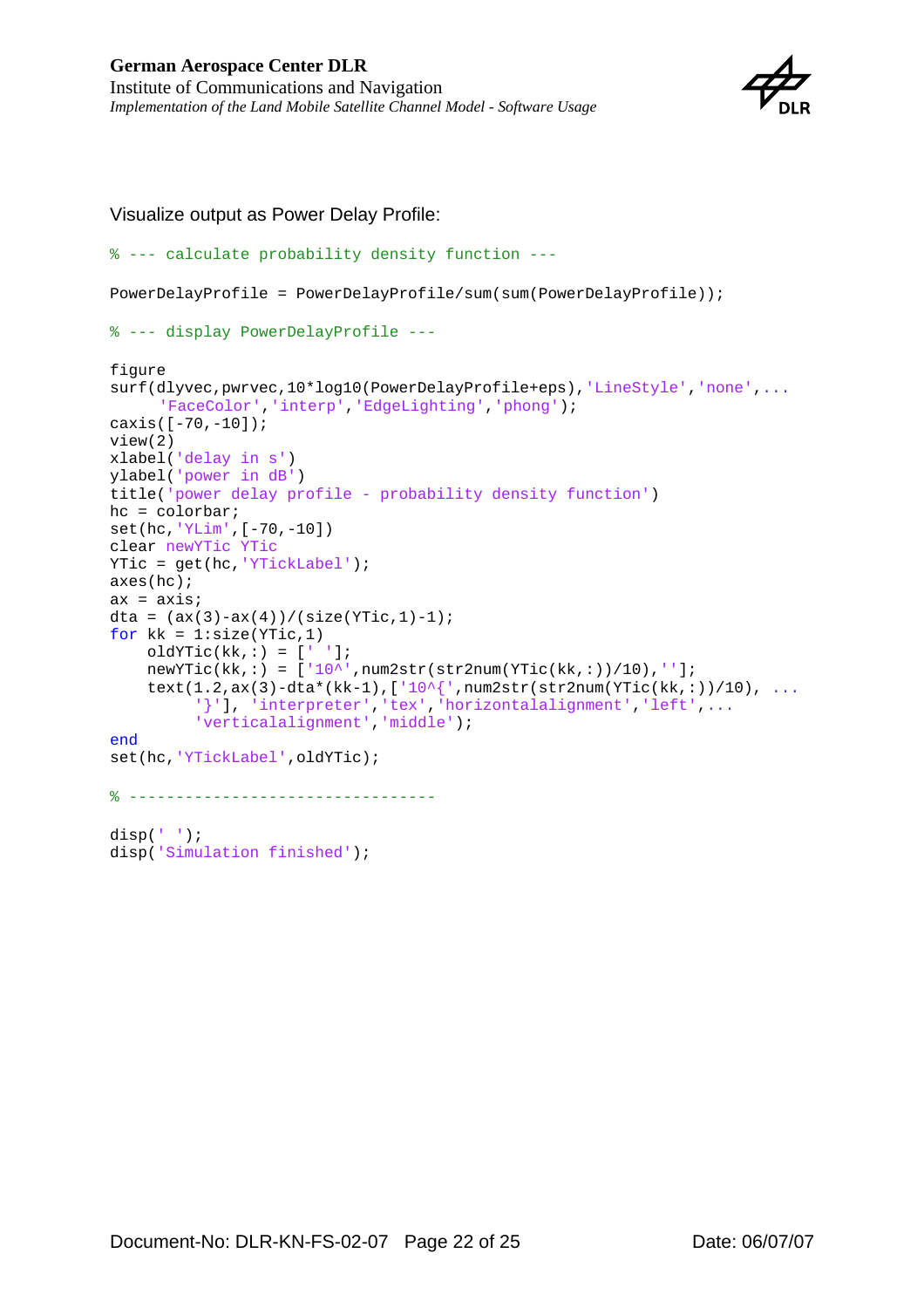Visualize output as Power Delay Profile:

```
% --- calculate probability density function ---

PowerDelayProfile = PowerDelayProfile/sum(sum(PowerDelayProfile));

% --- display PowerDelayProfile ---

figure
surf(dlyvec,pwrvec,10*log10(PowerDelayProfile+eps),'LineStyle','none',...
     'FaceColor','interp','EdgeLighting','phong');
caxis([-70,-10]);
view(2)
xlabel('delay in s')
ylabel('power in dB')
title('power delay profile - probability density function')
hc = colorbar;
set(hc,'YLim',[-70,-10])
clear newYTic YTic
YTic = get(hc,'YTickLabel');
axes(hc);
ax = axis;
dta = (ax(3)-ax(4))/(size(YTic,1)-1);
for kk = 1:size(YTic,1)
    oldYTic(kk,:) = [' '];
    newYTic(kk,:) = ['10^',num2str(str2num(YTic(kk,:))/10),''];
    text(1.2,ax(3)-dta*(kk-1),['10^{',num2str(str2num(YTic(kk,:))/10), ...
         '}'], 'interpreter','tex','horizontalalignment','left',...
         'verticalalignment','middle');
end
set(hc,'YTickLabel',oldYTic);

% --------------------------------

disp(' ');
disp('Simulation finished');
```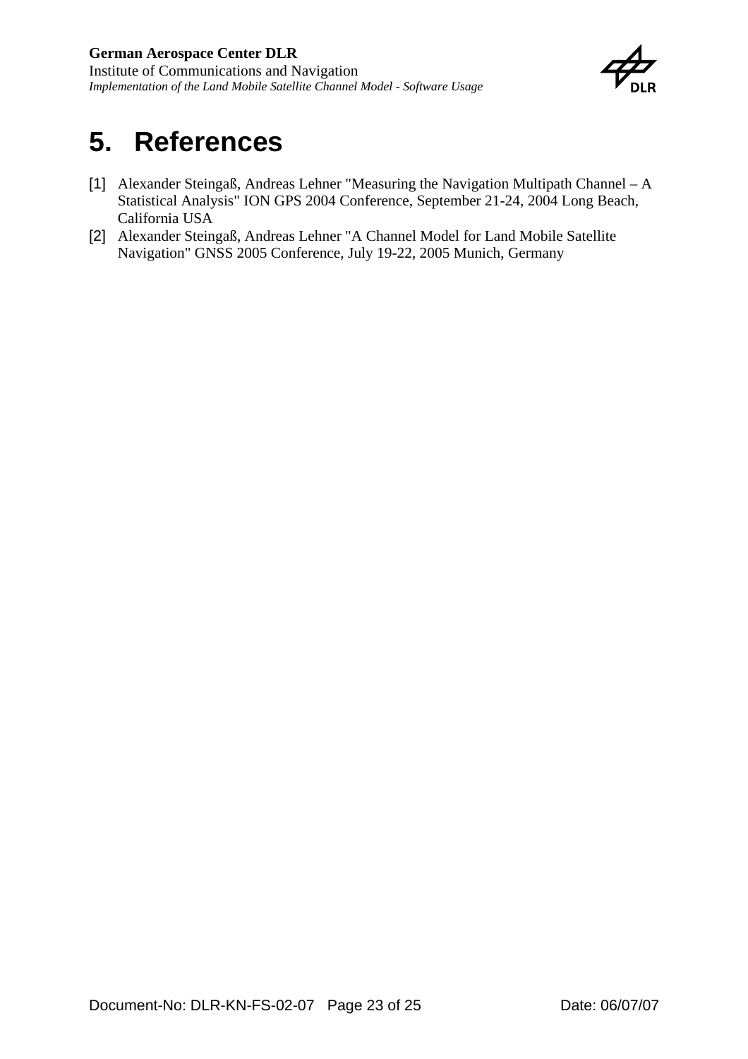# 5. References

[1] Alexander Steingaß, Andreas Lehner "Measuring the Navigation Multipath Channel – A Statistical Analysis" ION GPS 2004 Conference, September 21-24, 2004 Long Beach, California USA

[2] Alexander Steingaß, Andreas Lehner "A Channel Model for Land Mobile Satellite Navigation" GNSS 2005 Conference, July 19-22, 2005 Munich, Germany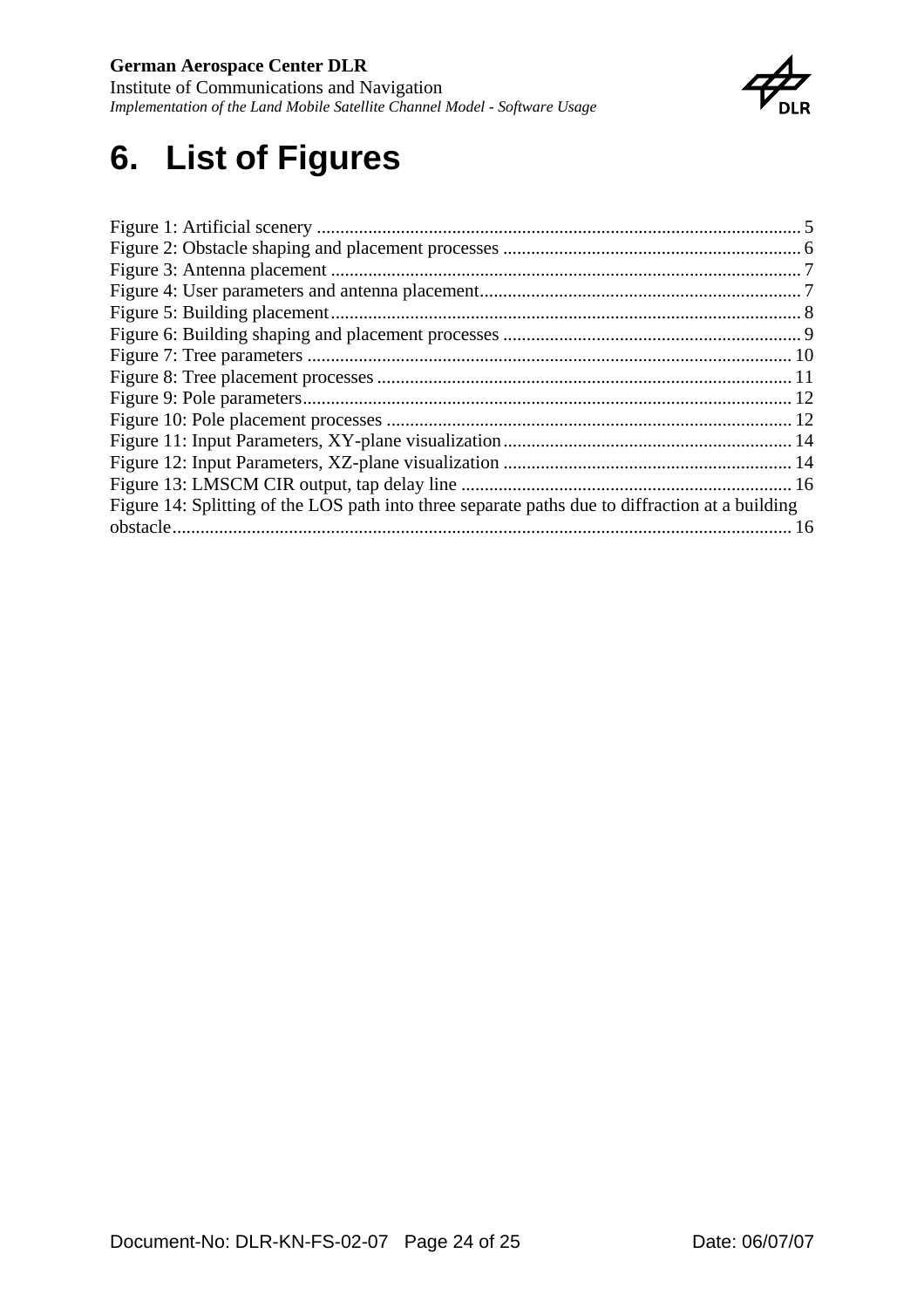# 6. List of Figures

Figure 1: Artificial scenery ........................................................................................................ 5
Figure 2: Obstacle shaping and placement processes ................................................................ 6
Figure 3: Antenna placement ..................................................................................................... 7
Figure 4: User parameters and antenna placement..................................................................... 7
Figure 5: Building placement..................................................................................................... 8
Figure 6: Building shaping and placement processes ................................................................ 9
Figure 7: Tree parameters ........................................................................................................ 10
Figure 8: Tree placement processes ......................................................................................... 11
Figure 9: Pole parameters......................................................................................................... 12
Figure 10: Pole placement processes ....................................................................................... 12
Figure 11: Input Parameters, XY-plane visualization.............................................................. 14
Figure 12: Input Parameters, XZ-plane visualization .............................................................. 14
Figure 13: LMSCM CIR output, tap delay line ....................................................................... 16
Figure 14: Splitting of the LOS path into three separate paths due to diffraction at a building obstacle.................................................................................................................................... 16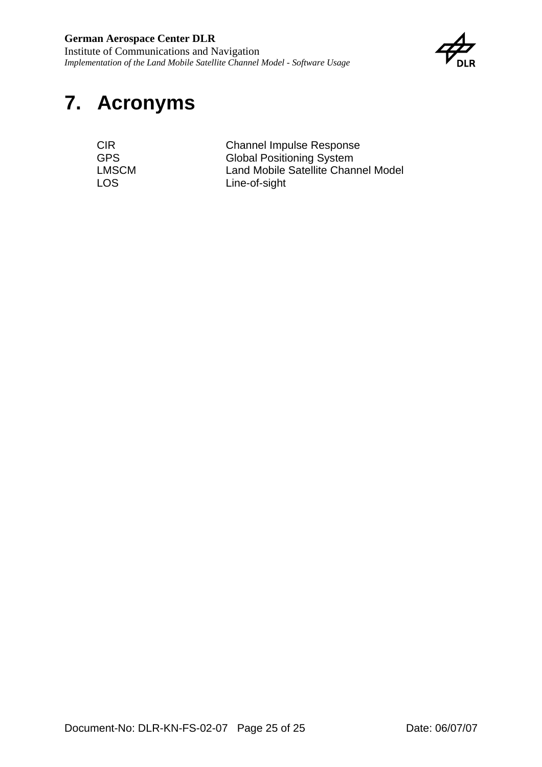# 7. Acronyms

| | |
|---|---|
| CIR | Channel Impulse Response |
| GPS | Global Positioning System |
| LMSCM | Land Mobile Satellite Channel Model |
| LOS | Line-of-sight |